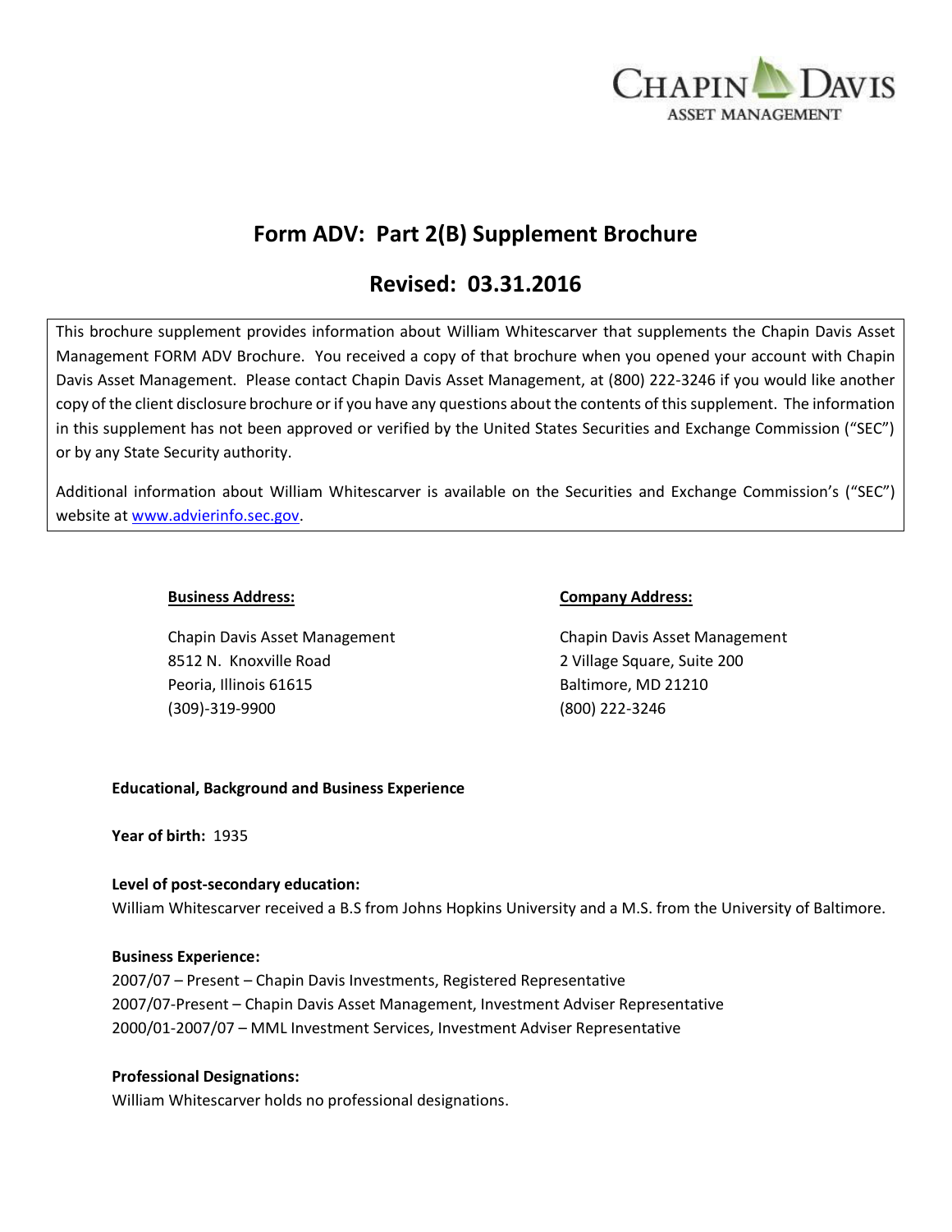CHAPIN DAVIS
ASSET MANAGEMENT

# Form ADV: Part 2(B) Supplement Brochure

## Revised: 03.31.2016

This brochure supplement provides information about William Whitescarver that supplements the Chapin Davis Asset Management FORM ADV Brochure. You received a copy of that brochure when you opened your account with Chapin Davis Asset Management. Please contact Chapin Davis Asset Management, at (800) 222-3246 if you would like another copy of the client disclosure brochure or if you have any questions about the contents of this supplement. The information in this supplement has not been approved or verified by the United States Securities and Exchange Commission ("SEC") or by any State Security authority.

Additional information about William Whitescarver is available on the Securities and Exchange Commission's ("SEC") website at www.advierinfo.sec.gov.

**Business Address:**

Chapin Davis Asset Management
8512 N. Knoxville Road
Peoria, Illinois 61615
(309)-319-9900

**Company Address:**

Chapin Davis Asset Management
2 Village Square, Suite 200
Baltimore, MD 21210
(800) 222-3246

**Educational, Background and Business Experience**

**Year of birth:** 1935

**Level of post-secondary education:**
William Whitescarver received a B.S from Johns Hopkins University and a M.S. from the University of Baltimore.

**Business Experience:**
2007/07 – Present – Chapin Davis Investments, Registered Representative
2007/07-Present – Chapin Davis Asset Management, Investment Adviser Representative
2000/01-2007/07 – MML Investment Services, Investment Adviser Representative

**Professional Designations:**
William Whitescarver holds no professional designations.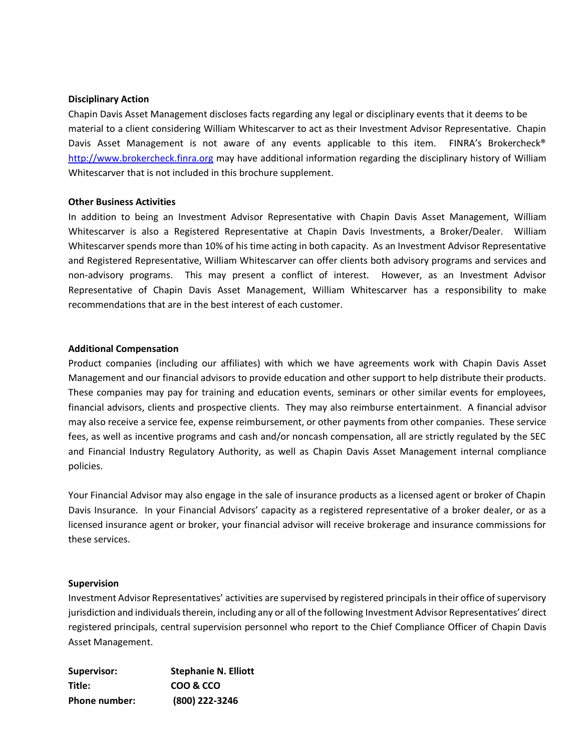### Disciplinary Action

Chapin Davis Asset Management discloses facts regarding any legal or disciplinary events that it deems to be material to a client considering William Whitescarver to act as their Investment Advisor Representative. Chapin Davis Asset Management is not aware of any events applicable to this item. FINRA's Brokercheck® http://www.brokercheck.finra.org may have additional information regarding the disciplinary history of William Whitescarver that is not included in this brochure supplement.

### Other Business Activities

In addition to being an Investment Advisor Representative with Chapin Davis Asset Management, William Whitescarver is also a Registered Representative at Chapin Davis Investments, a Broker/Dealer. William Whitescarver spends more than 10% of his time acting in both capacity. As an Investment Advisor Representative and Registered Representative, William Whitescarver can offer clients both advisory programs and services and non-advisory programs. This may present a conflict of interest. However, as an Investment Advisor Representative of Chapin Davis Asset Management, William Whitescarver has a responsibility to make recommendations that are in the best interest of each customer.

### Additional Compensation

Product companies (including our affiliates) with which we have agreements work with Chapin Davis Asset Management and our financial advisors to provide education and other support to help distribute their products. These companies may pay for training and education events, seminars or other similar events for employees, financial advisors, clients and prospective clients. They may also reimburse entertainment. A financial advisor may also receive a service fee, expense reimbursement, or other payments from other companies. These service fees, as well as incentive programs and cash and/or noncash compensation, all are strictly regulated by the SEC and Financial Industry Regulatory Authority, as well as Chapin Davis Asset Management internal compliance policies.

Your Financial Advisor may also engage in the sale of insurance products as a licensed agent or broker of Chapin Davis Insurance. In your Financial Advisors' capacity as a registered representative of a broker dealer, or as a licensed insurance agent or broker, your financial advisor will receive brokerage and insurance commissions for these services.

### Supervision

Investment Advisor Representatives' activities are supervised by registered principals in their office of supervisory jurisdiction and individuals therein, including any or all of the following Investment Advisor Representatives' direct registered principals, central supervision personnel who report to the Chief Compliance Officer of Chapin Davis Asset Management.

**Supervisor:** **Stephanie N. Elliott**
**Title:** **COO & CCO**
**Phone number:** **(800) 222-3246**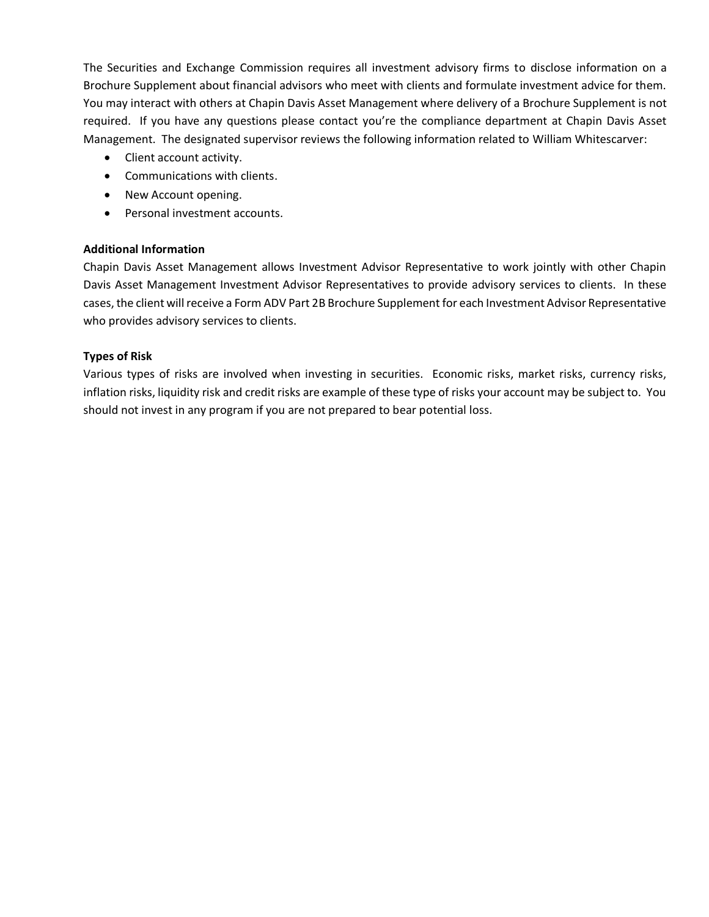The Securities and Exchange Commission requires all investment advisory firms to disclose information on a Brochure Supplement about financial advisors who meet with clients and formulate investment advice for them. You may interact with others at Chapin Davis Asset Management where delivery of a Brochure Supplement is not required. If you have any questions please contact you're the compliance department at Chapin Davis Asset Management. The designated supervisor reviews the following information related to William Whitescarver:

- Client account activity.
- Communications with clients.
- New Account opening.
- Personal investment accounts.

**Additional Information**

Chapin Davis Asset Management allows Investment Advisor Representative to work jointly with other Chapin Davis Asset Management Investment Advisor Representatives to provide advisory services to clients. In these cases, the client will receive a Form ADV Part 2B Brochure Supplement for each Investment Advisor Representative who provides advisory services to clients.

**Types of Risk**

Various types of risks are involved when investing in securities. Economic risks, market risks, currency risks, inflation risks, liquidity risk and credit risks are example of these type of risks your account may be subject to. You should not invest in any program if you are not prepared to bear potential loss.